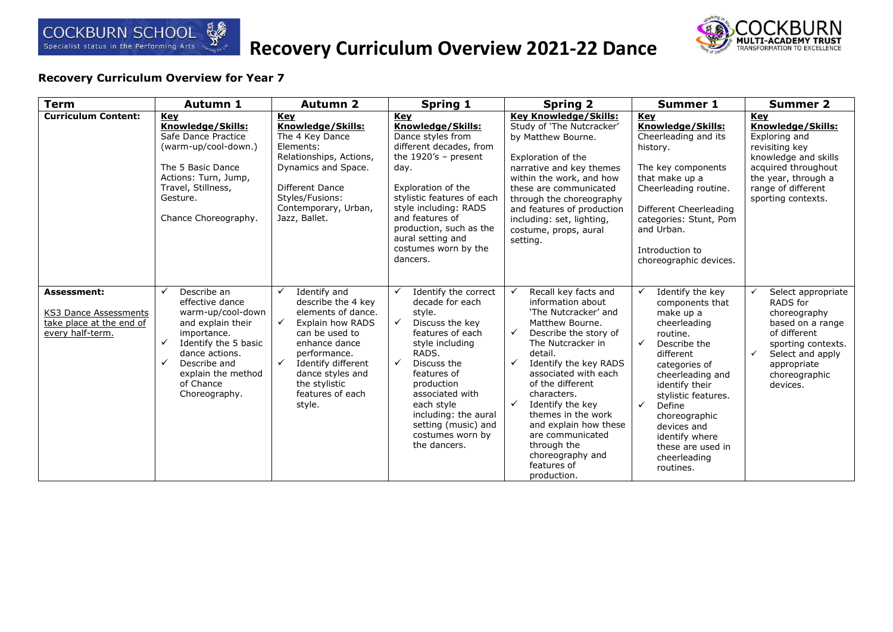# Recovery Curriculum Overview 2021-22 Dance

### Recovery Curriculum Overview for Year 7

| Term | Autumn 1 | Autumn 2 | Spring 1 | Spring 2 | Summer 1 | Summer 2 |
|---|---|---|---|---|---|---|
| **Curriculum Content:** | **Key Knowledge/Skills:** Safe Dance Practice (warm-up/cool-down.)<br><br>The 5 Basic Dance Actions: Turn, Jump, Travel, Stillness, Gesture.<br><br>Chance Choreography. | **Key Knowledge/Skills:** The 4 Key Dance Elements: Relationships, Actions, Dynamics and Space.<br><br>Different Dance Styles/Fusions: Contemporary, Urban, Jazz, Ballet. | **Key Knowledge/Skills:** Dance styles from different decades, from the 1920's – present day.<br><br>Exploration of the stylistic features of each style including: RADS and features of production, such as the aural setting and costumes worn by the dancers. | **Key Knowledge/Skills:** Study of 'The Nutcracker' by Matthew Bourne.<br><br>Exploration of the narrative and key themes within the work, and how these are communicated through the choreography and features of production including: set, lighting, costume, props, aural setting. | **Key Knowledge/Skills:** Cheerleading and its history.<br><br>The key components that make up a Cheerleading routine.<br><br>Different Cheerleading categories: Stunt, Pom and Urban.<br><br>Introduction to choreographic devices. | **Key Knowledge/Skills:** Exploring and revisiting key knowledge and skills acquired throughout the year, through a range of different sporting contexts. |
| **Assessment:**<br><br>KS3 Dance Assessments take place at the end of every half-term. | ✓ Describe an effective dance warm-up/cool-down and explain their importance.<br>✓ Identify the 5 basic dance actions.<br>✓ Describe and explain the method of Chance Choreography. | ✓ Identify and describe the 4 key elements of dance.<br>✓ Explain how RADS can be used to enhance dance performance.<br>✓ Identify different dance styles and the stylistic features of each style. | ✓ Identify the correct decade for each style.<br>✓ Discuss the key features of each style including RADS.<br>✓ Discuss the features of production associated with each style including: the aural setting (music) and costumes worn by the dancers. | ✓ Recall key facts and information about 'The Nutcracker' and Matthew Bourne.<br>✓ Describe the story of The Nutcracker in detail.<br>✓ Identify the key RADS associated with each of the different characters.<br>✓ Identify the key themes in the work and explain how these are communicated through the choreography and features of production. | ✓ Identify the key components that make up a cheerleading routine.<br>✓ Describe the different categories of cheerleading and identify their stylistic features.<br>✓ Define choreographic devices and identify where these are used in cheerleading routines. | ✓ Select appropriate RADS for choreography based on a range of different sporting contexts.<br>✓ Select and apply appropriate choreographic devices. |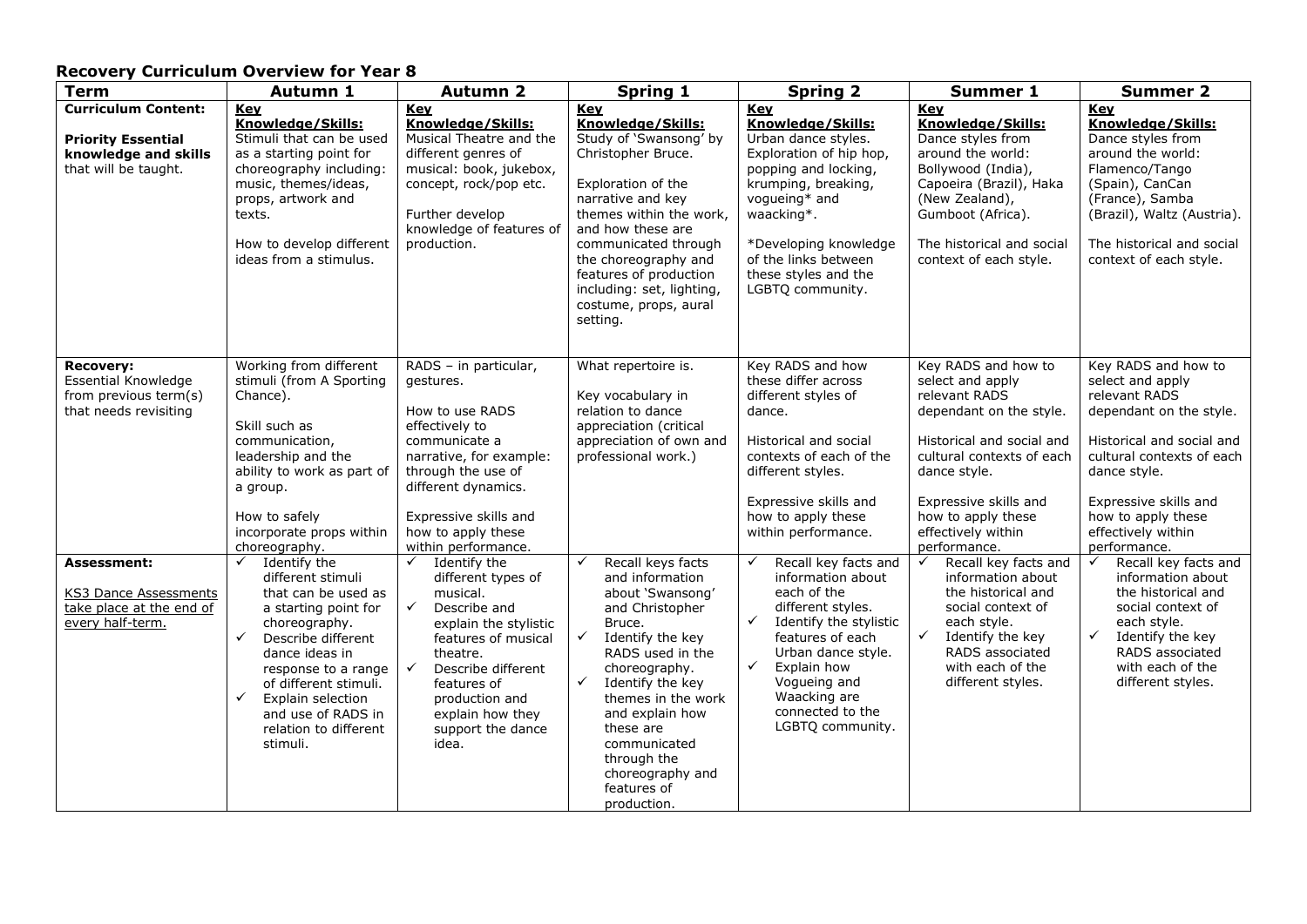## Recovery Curriculum Overview for Year 8

| Term | Autumn 1 | Autumn 2 | Spring 1 | Spring 2 | Summer 1 | Summer 2 |
|---|---|---|---|---|---|---|
| **Curriculum Content:**<br><br>**Priority Essential knowledge and skills** that will be taught. | **Key Knowledge/Skills:**<br>Stimuli that can be used as a starting point for choreography including: music, themes/ideas, props, artwork and texts.<br><br>How to develop different ideas from a stimulus. | **Key Knowledge/Skills:**<br>Musical Theatre and the different genres of musical: book, jukebox, concept, rock/pop etc.<br><br>Further develop knowledge of features of production. | **Key Knowledge/Skills:**<br>Study of 'Swansong' by Christopher Bruce.<br><br>Exploration of the narrative and key themes within the work, and how these are communicated through the choreography and features of production including: set, lighting, costume, props, aural setting. | **Key Knowledge/Skills:**<br>Urban dance styles. Exploration of hip hop, popping and locking, krumping, breaking, vogueing* and waacking*.<br><br>*Developing knowledge of the links between these styles and the LGBTQ community. | **Key Knowledge/Skills:**<br>Dance styles from around the world: Bollywood (India), Capoeira (Brazil), Haka (New Zealand), Gumboot (Africa).<br><br>The historical and social context of each style. | **Key Knowledge/Skills:**<br>Dance styles from around the world: Flamenco/Tango (Spain), CanCan (France), Samba (Brazil), Waltz (Austria).<br><br>The historical and social context of each style. |
| **Recovery:**<br>Essential Knowledge from previous term(s) that needs revisiting | Working from different stimuli (from A Sporting Chance).<br><br>Skill such as communication, leadership and the ability to work as part of a group.<br><br>How to safely incorporate props within choreography. | RADS – in particular, gestures.<br><br>How to use RADS effectively to communicate a narrative, for example: through the use of different dynamics.<br><br>Expressive skills and how to apply these within performance. | What repertoire is.<br><br>Key vocabulary in relation to dance appreciation (critical appreciation of own and professional work.) | Key RADS and how these differ across different styles of dance.<br><br>Historical and social contexts of each of the different styles.<br><br>Expressive skills and how to apply these within performance. | Key RADS and how to select and apply relevant RADS dependant on the style.<br><br>Historical and social and cultural contexts of each dance style.<br><br>Expressive skills and how to apply these effectively within performance. | Key RADS and how to select and apply relevant RADS dependant on the style.<br><br>Historical and social and cultural contexts of each dance style.<br><br>Expressive skills and how to apply these effectively within performance. |
| **Assessment:**<br><br>KS3 Dance Assessments take place at the end of every half-term. | ✓ Identify the different stimuli that can be used as a starting point for choreography.<br>✓ Describe different dance ideas in response to a range of different stimuli.<br>✓ Explain selection and use of RADS in relation to different stimuli. | ✓ Identify the different types of musical.<br>✓ Describe and explain the stylistic features of musical theatre.<br>✓ Describe different features of production and explain how they support the dance idea. | ✓ Recall keys facts and information about 'Swansong' and Christopher Bruce.<br>✓ Identify the key RADS used in the choreography.<br>✓ Identify the key themes in the work and explain how these are communicated through the choreography and features of production. | ✓ Recall key facts and information about each of the different styles.<br>✓ Identify the stylistic features of each Urban dance style.<br>✓ Explain how Vogueing and Waacking are connected to the LGBTQ community. | ✓ Recall key facts and information about the historical and social context of each style.<br>✓ Identify the key RADS associated with each of the different styles. | ✓ Recall key facts and information about the historical and social context of each style.<br>✓ Identify the key RADS associated with each of the different styles. |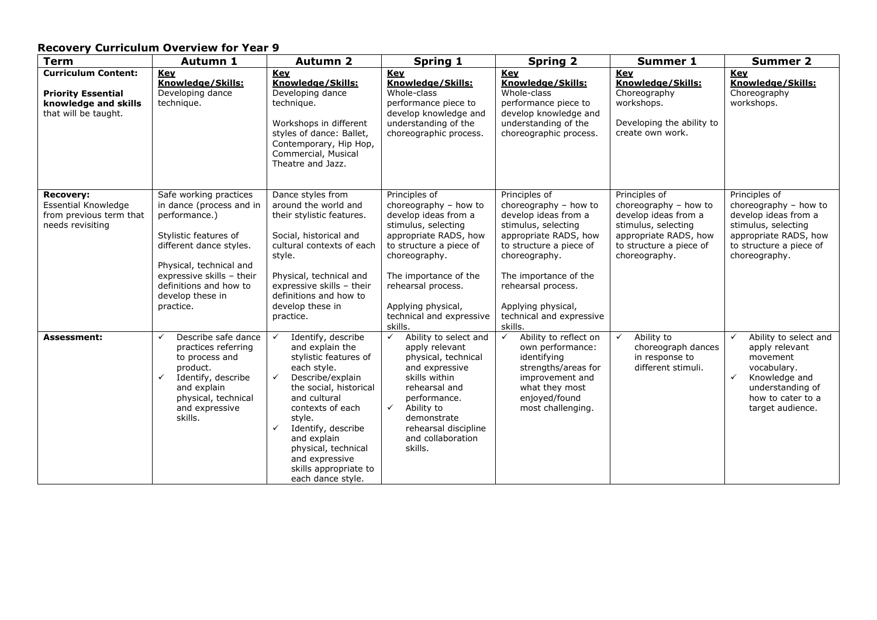## Recovery Curriculum Overview for Year 9

| Term | Autumn 1 | Autumn 2 | Spring 1 | Spring 2 | Summer 1 | Summer 2 |
|---|---|---|---|---|---|---|
| **Curriculum Content:**<br><br>**Priority Essential knowledge and skills** that will be taught. | **Key Knowledge/Skills:**<br>Developing dance technique. | **Key Knowledge/Skills:**<br>Developing dance technique.<br><br>Workshops in different styles of dance: Ballet, Contemporary, Hip Hop, Commercial, Musical Theatre and Jazz. | **Key Knowledge/Skills:**<br>Whole-class performance piece to develop knowledge and understanding of the choreographic process. | **Key Knowledge/Skills:**<br>Whole-class performance piece to develop knowledge and understanding of the choreographic process. | **Key Knowledge/Skills:**<br>Choreography workshops.<br><br>Developing the ability to create own work. | **Key Knowledge/Skills:**<br>Choreography workshops. |
| **Recovery:**<br>Essential Knowledge from previous term that needs revisiting | Safe working practices in dance (process and in performance.)<br><br>Stylistic features of different dance styles.<br><br>Physical, technical and expressive skills – their definitions and how to develop these in practice. | Dance styles from around the world and their stylistic features.<br><br>Social, historical and cultural contexts of each style.<br><br>Physical, technical and expressive skills – their definitions and how to develop these in practice. | Principles of choreography – how to develop ideas from a stimulus, selecting appropriate RADS, how to structure a piece of choreography.<br><br>The importance of the rehearsal process.<br><br>Applying physical, technical and expressive skills. | Principles of choreography – how to develop ideas from a stimulus, selecting appropriate RADS, how to structure a piece of choreography.<br><br>The importance of the rehearsal process.<br><br>Applying physical, technical and expressive skills. | Principles of choreography – how to develop ideas from a stimulus, selecting appropriate RADS, how to structure a piece of choreography. | Principles of choreography – how to develop ideas from a stimulus, selecting appropriate RADS, how to structure a piece of choreography. |
| **Assessment:** | ✓ Describe safe dance practices referring to process and product.<br>✓ Identify, describe and explain physical, technical and expressive skills. | ✓ Identify, describe and explain the stylistic features of each style.<br>✓ Describe/explain the social, historical and cultural contexts of each style.<br>✓ Identify, describe and explain physical, technical and expressive skills appropriate to each dance style. | ✓ Ability to select and apply relevant physical, technical and expressive skills within rehearsal and performance.<br>✓ Ability to demonstrate rehearsal discipline and collaboration skills. | ✓ Ability to reflect on own performance: identifying strengths/areas for improvement and what they most enjoyed/found most challenging. | ✓ Ability to choreograph dances in response to different stimuli. | ✓ Ability to select and apply relevant movement vocabulary.<br>✓ Knowledge and understanding of how to cater to a target audience. |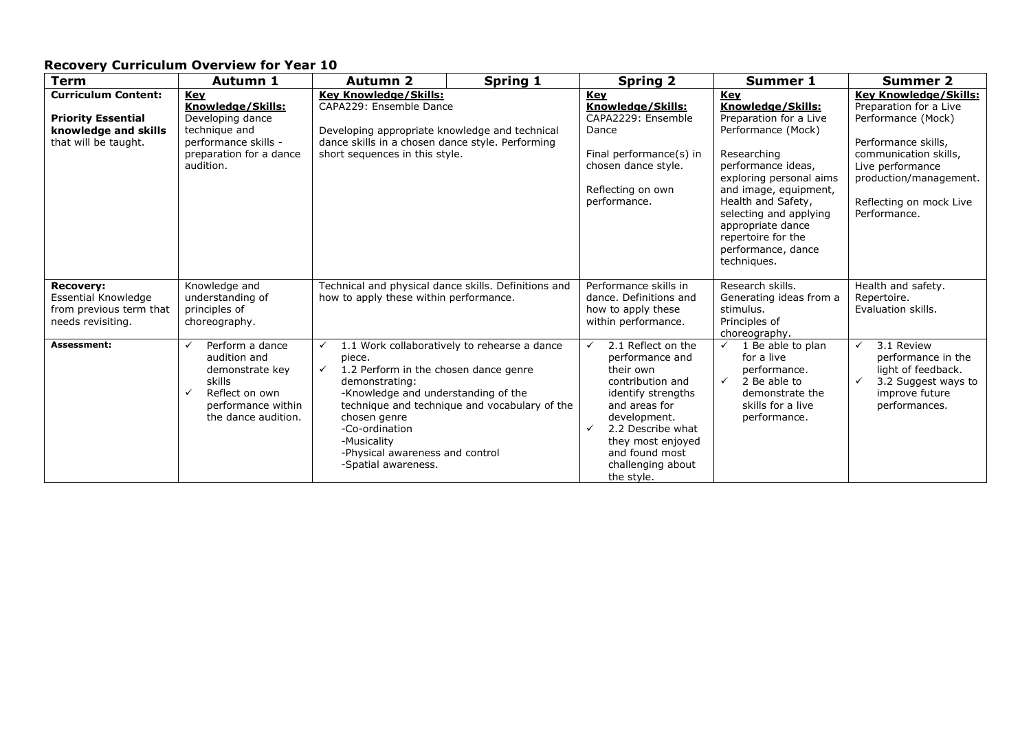## Recovery Curriculum Overview for Year 10

| Term | Autumn 1 | Autumn 2 | Spring 1 | Spring 2 | Summer 1 | Summer 2 |
|---|---|---|---|---|---|---|
| **Curriculum Content:**<br><br>**Priority Essential knowledge and skills** that will be taught. | **Key Knowledge/Skills:**<br>Developing dance technique and performance skills - preparation for a dance audition. | **Key Knowledge/Skills:**<br>CAPA229: Ensemble Dance<br><br>Developing appropriate knowledge and technical dance skills in a chosen dance style. Performing short sequences in this style. | | **Key Knowledge/Skills:**<br>CAPA2229: Ensemble Dance<br><br>Final performance(s) in chosen dance style.<br><br>Reflecting on own performance. | **Key Knowledge/Skills:**<br>Preparation for a Live Performance (Mock)<br><br>Researching performance ideas, exploring personal aims and image, equipment, Health and Safety, selecting and applying appropriate dance repertoire for the performance, dance techniques. | **Key Knowledge/Skills:**<br>Preparation for a Live Performance (Mock)<br><br>Performance skills, communication skills, Live performance production/management.<br><br>Reflecting on mock Live Performance. |
| **Recovery:**<br>Essential Knowledge from previous term that needs revisiting. | Knowledge and understanding of principles of choreography. | Technical and physical dance skills. Definitions and how to apply these within performance. | | Performance skills in dance. Definitions and how to apply these within performance. | Research skills.<br>Generating ideas from a stimulus.<br>Principles of choreography. | Health and safety.<br>Repertoire.<br>Evaluation skills. |
| **Assessment:** | ✓ Perform a dance audition and demonstrate key skills<br>✓ Reflect on own performance within the dance audition. | ✓ 1.1 Work collaboratively to rehearse a dance piece.<br>✓ 1.2 Perform in the chosen dance genre demonstrating:<br>-Knowledge and understanding of the technique and technique and vocabulary of the chosen genre<br>-Co-ordination<br>-Musicality<br>-Physical awareness and control<br>-Spatial awareness. | | ✓ 2.1 Reflect on the performance and their own contribution and identify strengths and areas for development.<br>✓ 2.2 Describe what they most enjoyed and found most challenging about the style. | ✓ 1 Be able to plan for a live performance.<br>✓ 2 Be able to demonstrate the skills for a live performance. | ✓ 3.1 Review performance in the light of feedback.<br>✓ 3.2 Suggest ways to improve future performances. |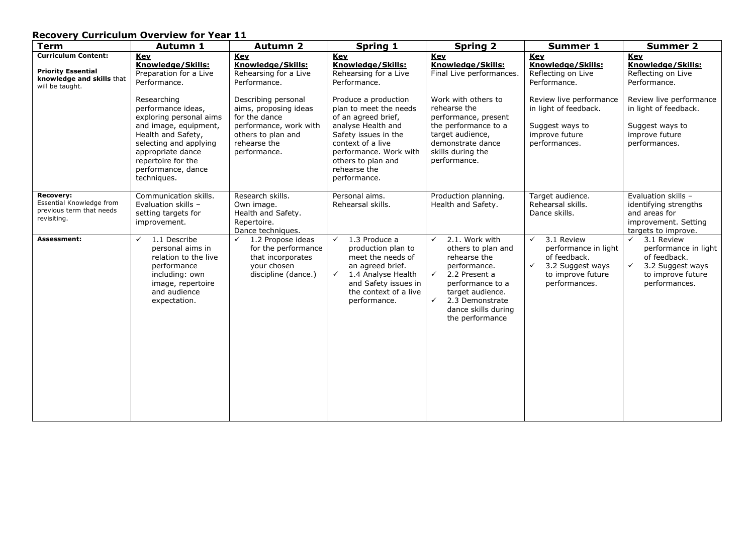**Recovery Curriculum Overview for Year 11**

| Term | Autumn 1 | Autumn 2 | Spring 1 | Spring 2 | Summer 1 | Summer 2 |
|---|---|---|---|---|---|---|
| **Curriculum Content:**<br><br>**Priority Essential knowledge and skills** that will be taught. | **Key Knowledge/Skills:**<br>Preparation for a Live Performance.<br><br>Researching performance ideas, exploring personal aims and image, equipment, Health and Safety, selecting and applying appropriate dance repertoire for the performance, dance techniques. | **Key Knowledge/Skills:**<br>Rehearsing for a Live Performance.<br><br>Describing personal aims, proposing ideas for the dance performance, work with others to plan and rehearse the performance. | **Key Knowledge/Skills:**<br>Rehearsing for a Live Performance.<br><br>Produce a production plan to meet the needs of an agreed brief, analyse Health and Safety issues in the context of a live performance. Work with others to plan and rehearse the performance. | **Key Knowledge/Skills:**<br>Final Live performances.<br><br>Work with others to rehearse the performance, present the performance to a target audience, demonstrate dance skills during the performance. | **Key Knowledge/Skills:**<br>Reflecting on Live Performance.<br><br>Review live performance in light of feedback.<br><br>Suggest ways to improve future performances. | **Key Knowledge/Skills:**<br>Reflecting on Live Performance.<br><br>Review live performance in light of feedback.<br><br>Suggest ways to improve future performances. |
| **Recovery:**<br>Essential Knowledge from previous term that needs revisiting. | Communication skills.<br>Evaluation skills – setting targets for improvement. | Research skills.<br>Own image.<br>Health and Safety.<br>Repertoire.<br>Dance techniques. | Personal aims.<br>Rehearsal skills. | Production planning.<br>Health and Safety. | Target audience.<br>Rehearsal skills.<br>Dance skills. | Evaluation skills – identifying strengths and areas for improvement. Setting targets to improve. |
| **Assessment:** | ✓ 1.1 Describe personal aims in relation to the live performance including: own image, repertoire and audience expectation. | ✓ 1.2 Propose ideas for the performance that incorporates your chosen discipline (dance.) | ✓ 1.3 Produce a production plan to meet the needs of an agreed brief.<br>✓ 1.4 Analyse Health and Safety issues in the context of a live performance. | ✓ 2.1. Work with others to plan and rehearse the performance.<br>✓ 2.2 Present a performance to a target audience.<br>✓ 2.3 Demonstrate dance skills during the performance | ✓ 3.1 Review performance in light of feedback.<br>✓ 3.2 Suggest ways to improve future performances. | ✓ 3.1 Review performance in light of feedback.<br>✓ 3.2 Suggest ways to improve future performances. |